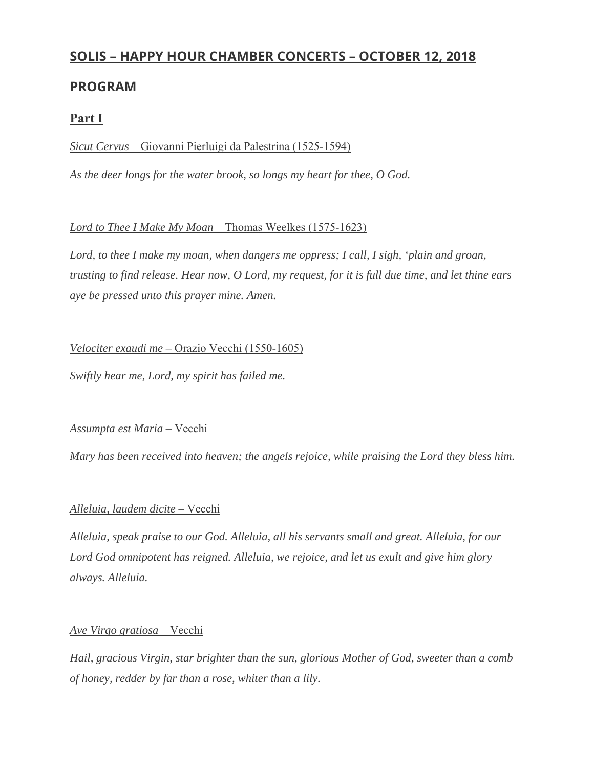## SOLIS – HAPPY HOUR CHAMBER CONCERTS – OCTOBER 12, 2018

## PROGRAM

### Part I

*Sicut Cervus* – Giovanni Pierluigi da Palestrina (1525-1594)

*As the deer longs for the water brook, so longs my heart for thee, O God.*

*Lord to Thee I Make My Moan* – Thomas Weelkes (1575-1623)

*Lord, to thee I make my moan, when dangers me oppress; I call, I sigh, 'plain and groan, trusting to find release. Hear now, O Lord, my request, for it is full due time, and let thine ears aye be pressed unto this prayer mine. Amen.*

*Velociter exaudi me* – Orazio Vecchi (1550-1605)

*Swiftly hear me, Lord, my spirit has failed me.*

*Assumpta est Maria* – Vecchi

*Mary has been received into heaven; the angels rejoice, while praising the Lord they bless him.*

*Alleluia, laudem dicite* – Vecchi

*Alleluia, speak praise to our God. Alleluia, all his servants small and great. Alleluia, for our Lord God omnipotent has reigned. Alleluia, we rejoice, and let us exult and give him glory always. Alleluia.*

*Ave Virgo gratiosa* – Vecchi

*Hail, gracious Virgin, star brighter than the sun, glorious Mother of God, sweeter than a comb of honey, redder by far than a rose, whiter than a lily.*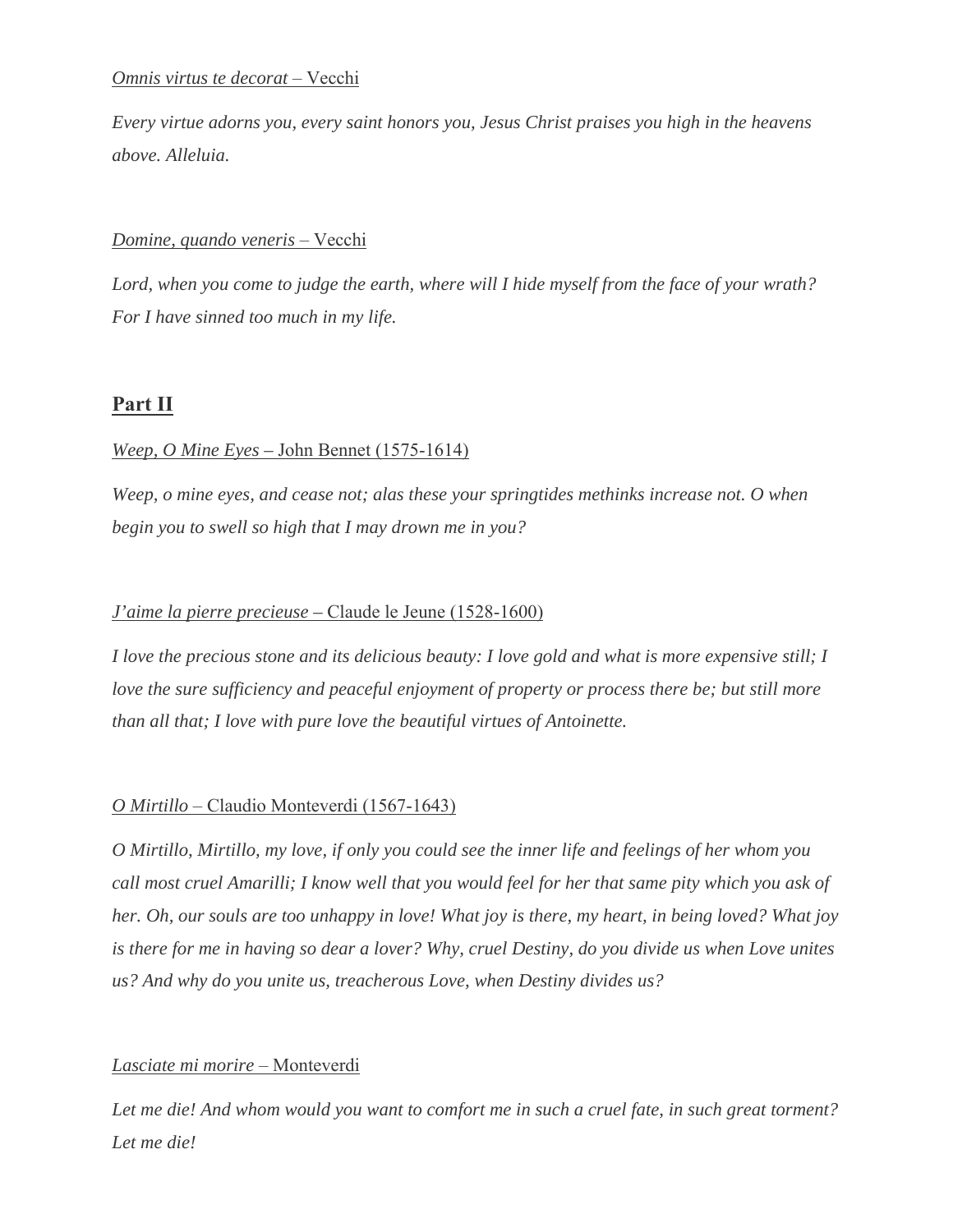*Omnis virtus te decorat* – Vecchi

*Every virtue adorns you, every saint honors you, Jesus Christ praises you high in the heavens above. Alleluia.*

*Domine, quando veneris* – Vecchi

*Lord, when you come to judge the earth, where will I hide myself from the face of your wrath? For I have sinned too much in my life.*

## Part II

*Weep, O Mine Eyes* – John Bennet (1575-1614)

*Weep, o mine eyes, and cease not; alas these your springtides methinks increase not. O when begin you to swell so high that I may drown me in you?*

*J'aime la pierre precieuse* – Claude le Jeune (1528-1600)

*I love the precious stone and its delicious beauty: I love gold and what is more expensive still; I love the sure sufficiency and peaceful enjoyment of property or process there be; but still more than all that; I love with pure love the beautiful virtues of Antoinette.*

*O Mirtillo* – Claudio Monteverdi (1567-1643)

*O Mirtillo, Mirtillo, my love, if only you could see the inner life and feelings of her whom you call most cruel Amarilli; I know well that you would feel for her that same pity which you ask of her. Oh, our souls are too unhappy in love! What joy is there, my heart, in being loved? What joy is there for me in having so dear a lover? Why, cruel Destiny, do you divide us when Love unites us? And why do you unite us, treacherous Love, when Destiny divides us?*

*Lasciate mi morire* – Monteverdi

*Let me die! And whom would you want to comfort me in such a cruel fate, in such great torment? Let me die!*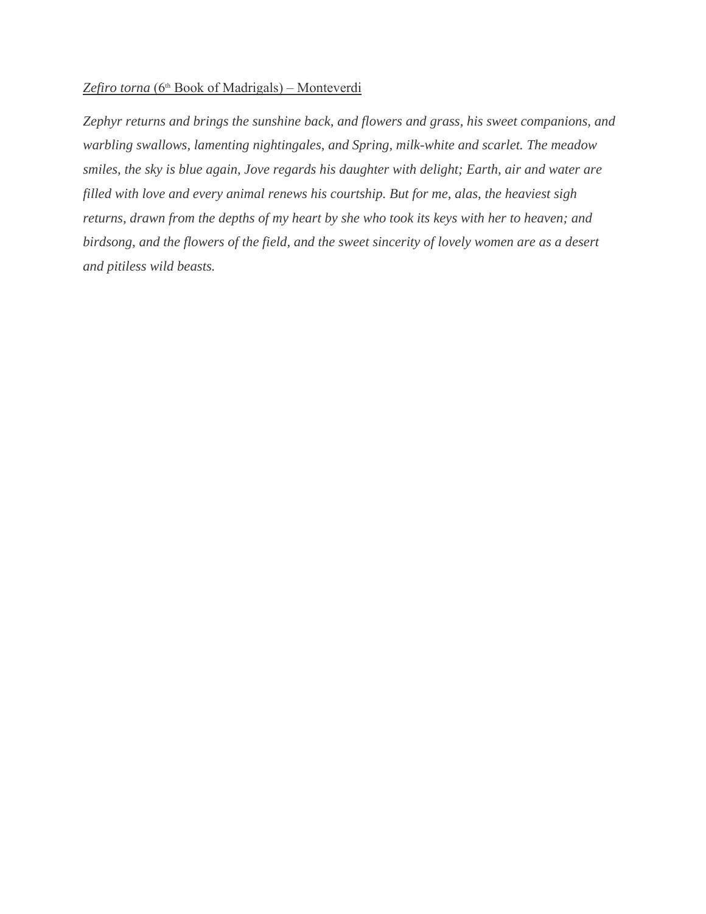*Zefiro torna* (6th Book of Madrigals) – Monteverdi

*Zephyr returns and brings the sunshine back, and flowers and grass, his sweet companions, and warbling swallows, lamenting nightingales, and Spring, milk-white and scarlet. The meadow smiles, the sky is blue again, Jove regards his daughter with delight; Earth, air and water are filled with love and every animal renews his courtship. But for me, alas, the heaviest sigh returns, drawn from the depths of my heart by she who took its keys with her to heaven; and birdsong, and the flowers of the field, and the sweet sincerity of lovely women are as a desert and pitiless wild beasts.*